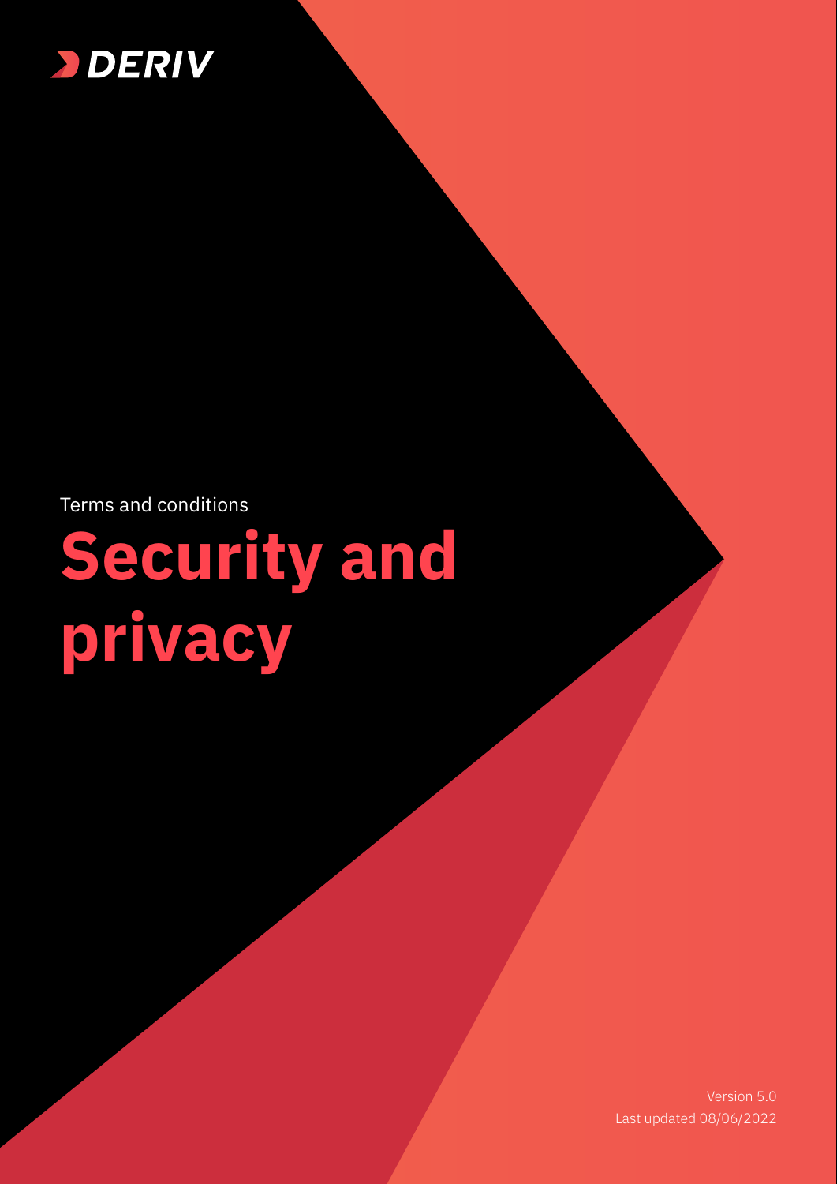DERIV

Terms and conditions

# Security and privacy

Version 5.0

Last updated 08/06/2022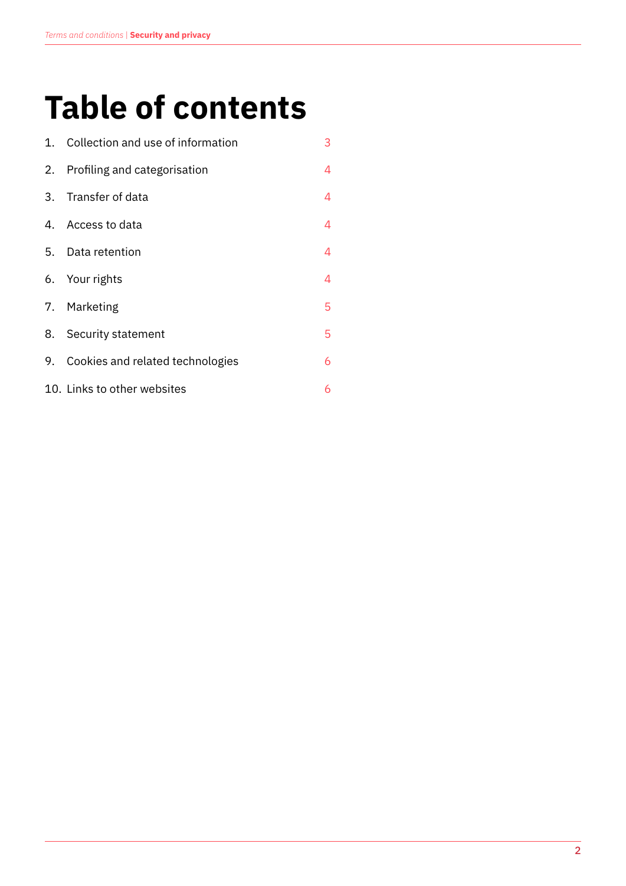# Table of contents

| | | |
|---|---|---|
| 1. | Collection and use of information | 3 |
| 2. | Profiling and categorisation | 4 |
| 3. | Transfer of data | 4 |
| 4. | Access to data | 4 |
| 5. | Data retention | 4 |
| 6. | Your rights | 4 |
| 7. | Marketing | 5 |
| 8. | Security statement | 5 |
| 9. | Cookies and related technologies | 6 |
| 10. | Links to other websites | 6 |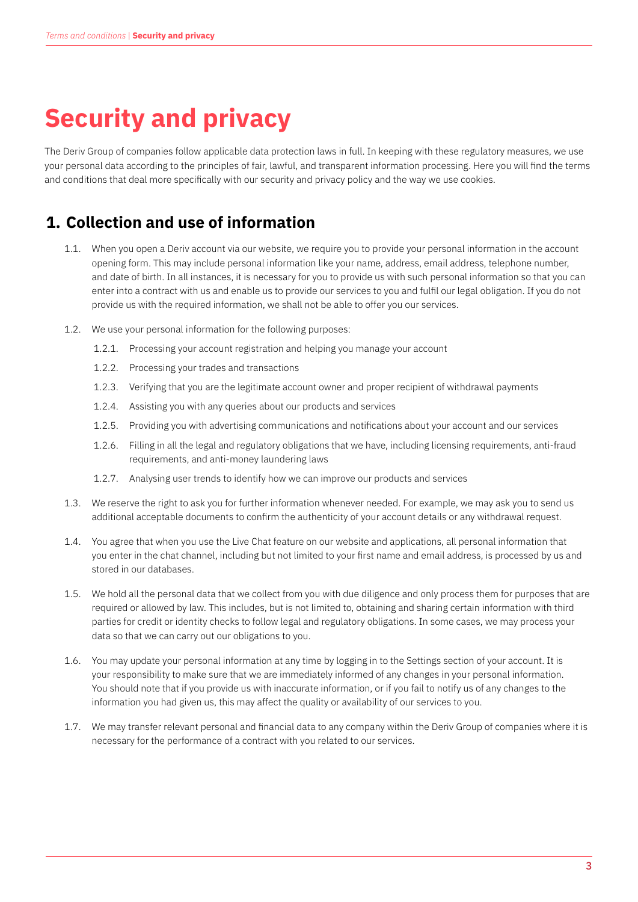# Security and privacy

The Deriv Group of companies follow applicable data protection laws in full. In keeping with these regulatory measures, we use your personal data according to the principles of fair, lawful, and transparent information processing. Here you will find the terms and conditions that deal more specifically with our security and privacy policy and the way we use cookies.

## 1. Collection and use of information

1.1. When you open a Deriv account via our website, we require you to provide your personal information in the account opening form. This may include personal information like your name, address, email address, telephone number, and date of birth. In all instances, it is necessary for you to provide us with such personal information so that you can enter into a contract with us and enable us to provide our services to you and fulfil our legal obligation. If you do not provide us with the required information, we shall not be able to offer you our services.

1.2. We use your personal information for the following purposes:

- 1.2.1. Processing your account registration and helping you manage your account
- 1.2.2. Processing your trades and transactions
- 1.2.3. Verifying that you are the legitimate account owner and proper recipient of withdrawal payments
- 1.2.4. Assisting you with any queries about our products and services
- 1.2.5. Providing you with advertising communications and notifications about your account and our services
- 1.2.6. Filling in all the legal and regulatory obligations that we have, including licensing requirements, anti-fraud requirements, and anti-money laundering laws
- 1.2.7. Analysing user trends to identify how we can improve our products and services

1.3. We reserve the right to ask you for further information whenever needed. For example, we may ask you to send us additional acceptable documents to confirm the authenticity of your account details or any withdrawal request.

1.4. You agree that when you use the Live Chat feature on our website and applications, all personal information that you enter in the chat channel, including but not limited to your first name and email address, is processed by us and stored in our databases.

1.5. We hold all the personal data that we collect from you with due diligence and only process them for purposes that are required or allowed by law. This includes, but is not limited to, obtaining and sharing certain information with third parties for credit or identity checks to follow legal and regulatory obligations. In some cases, we may process your data so that we can carry out our obligations to you.

1.6. You may update your personal information at any time by logging in to the Settings section of your account. It is your responsibility to make sure that we are immediately informed of any changes in your personal information. You should note that if you provide us with inaccurate information, or if you fail to notify us of any changes to the information you had given us, this may affect the quality or availability of our services to you.

1.7. We may transfer relevant personal and financial data to any company within the Deriv Group of companies where it is necessary for the performance of a contract with you related to our services.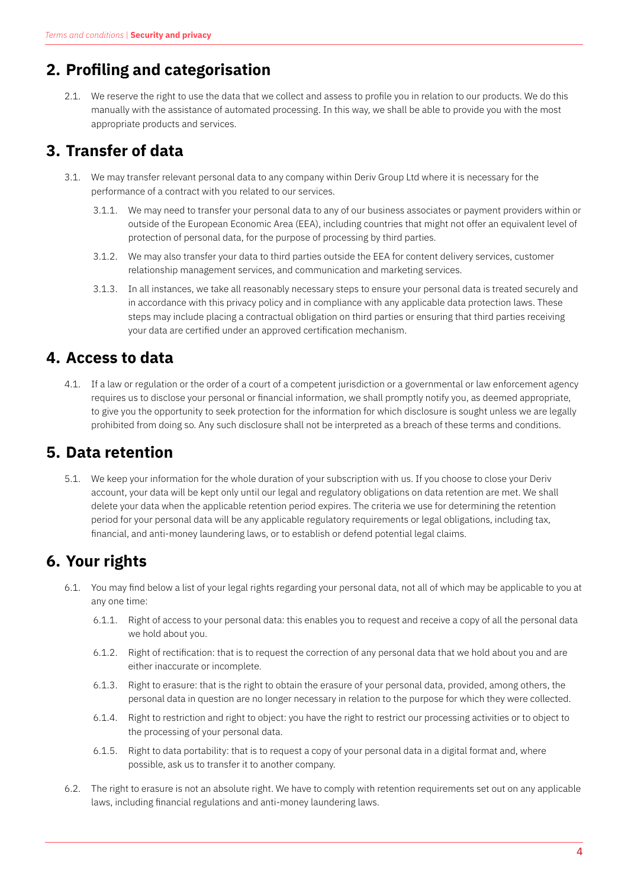## 2. Profiling and categorisation

2.1. We reserve the right to use the data that we collect and assess to profile you in relation to our products. We do this manually with the assistance of automated processing. In this way, we shall be able to provide you with the most appropriate products and services.

## 3. Transfer of data

3.1. We may transfer relevant personal data to any company within Deriv Group Ltd where it is necessary for the performance of a contract with you related to our services.

3.1.1. We may need to transfer your personal data to any of our business associates or payment providers within or outside of the European Economic Area (EEA), including countries that might not offer an equivalent level of protection of personal data, for the purpose of processing by third parties.

3.1.2. We may also transfer your data to third parties outside the EEA for content delivery services, customer relationship management services, and communication and marketing services.

3.1.3. In all instances, we take all reasonably necessary steps to ensure your personal data is treated securely and in accordance with this privacy policy and in compliance with any applicable data protection laws. These steps may include placing a contractual obligation on third parties or ensuring that third parties receiving your data are certified under an approved certification mechanism.

## 4. Access to data

4.1. If a law or regulation or the order of a court of a competent jurisdiction or a governmental or law enforcement agency requires us to disclose your personal or financial information, we shall promptly notify you, as deemed appropriate, to give you the opportunity to seek protection for the information for which disclosure is sought unless we are legally prohibited from doing so. Any such disclosure shall not be interpreted as a breach of these terms and conditions.

## 5. Data retention

5.1. We keep your information for the whole duration of your subscription with us. If you choose to close your Deriv account, your data will be kept only until our legal and regulatory obligations on data retention are met. We shall delete your data when the applicable retention period expires. The criteria we use for determining the retention period for your personal data will be any applicable regulatory requirements or legal obligations, including tax, financial, and anti-money laundering laws, or to establish or defend potential legal claims.

## 6. Your rights

6.1. You may find below a list of your legal rights regarding your personal data, not all of which may be applicable to you at any one time:

6.1.1. Right of access to your personal data: this enables you to request and receive a copy of all the personal data we hold about you.

6.1.2. Right of rectification: that is to request the correction of any personal data that we hold about you and are either inaccurate or incomplete.

6.1.3. Right to erasure: that is the right to obtain the erasure of your personal data, provided, among others, the personal data in question are no longer necessary in relation to the purpose for which they were collected.

6.1.4. Right to restriction and right to object: you have the right to restrict our processing activities or to object to the processing of your personal data.

6.1.5. Right to data portability: that is to request a copy of your personal data in a digital format and, where possible, ask us to transfer it to another company.

6.2. The right to erasure is not an absolute right. We have to comply with retention requirements set out on any applicable laws, including financial regulations and anti-money laundering laws.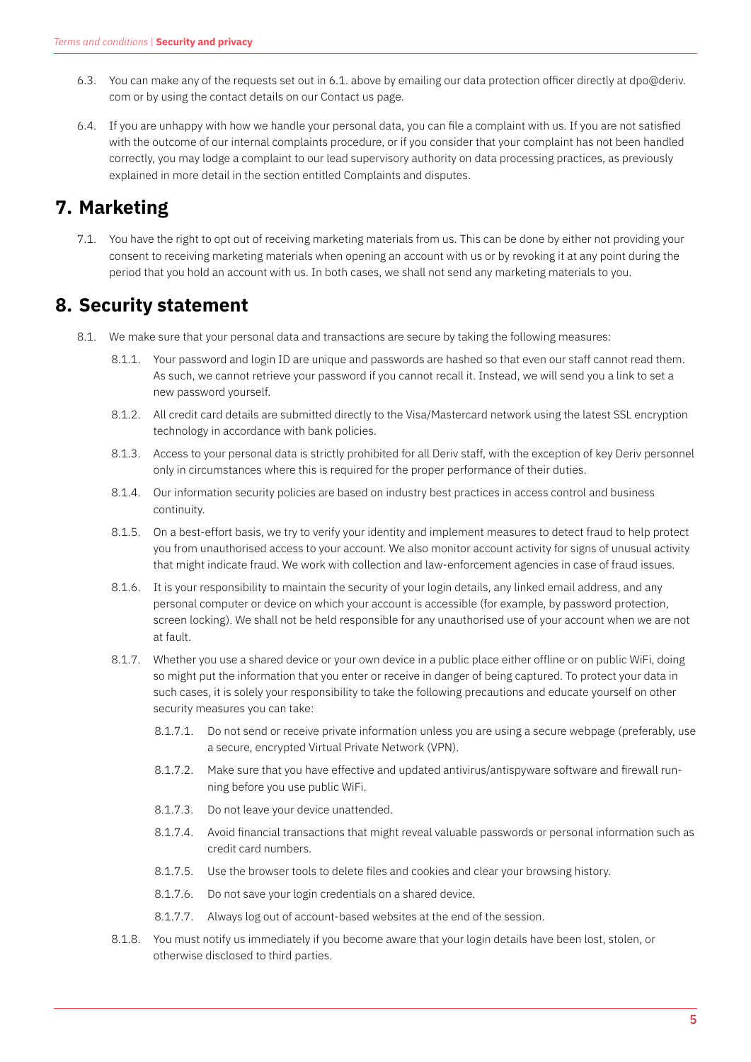6.3. You can make any of the requests set out in 6.1. above by emailing our data protection officer directly at dpo@deriv.com or by using the contact details on our Contact us page.

6.4. If you are unhappy with how we handle your personal data, you can file a complaint with us. If you are not satisfied with the outcome of our internal complaints procedure, or if you consider that your complaint has not been handled correctly, you may lodge a complaint to our lead supervisory authority on data processing practices, as previously explained in more detail in the section entitled Complaints and disputes.

## 7. Marketing

7.1. You have the right to opt out of receiving marketing materials from us. This can be done by either not providing your consent to receiving marketing materials when opening an account with us or by revoking it at any point during the period that you hold an account with us. In both cases, we shall not send any marketing materials to you.

## 8. Security statement

8.1. We make sure that your personal data and transactions are secure by taking the following measures:

- 8.1.1. Your password and login ID are unique and passwords are hashed so that even our staff cannot read them. As such, we cannot retrieve your password if you cannot recall it. Instead, we will send you a link to set a new password yourself.
- 8.1.2. All credit card details are submitted directly to the Visa/Mastercard network using the latest SSL encryption technology in accordance with bank policies.
- 8.1.3. Access to your personal data is strictly prohibited for all Deriv staff, with the exception of key Deriv personnel only in circumstances where this is required for the proper performance of their duties.
- 8.1.4. Our information security policies are based on industry best practices in access control and business continuity.
- 8.1.5. On a best-effort basis, we try to verify your identity and implement measures to detect fraud to help protect you from unauthorised access to your account. We also monitor account activity for signs of unusual activity that might indicate fraud. We work with collection and law-enforcement agencies in case of fraud issues.
- 8.1.6. It is your responsibility to maintain the security of your login details, any linked email address, and any personal computer or device on which your account is accessible (for example, by password protection, screen locking). We shall not be held responsible for any unauthorised use of your account when we are not at fault.
- 8.1.7. Whether you use a shared device or your own device in a public place either offline or on public WiFi, doing so might put the information that you enter or receive in danger of being captured. To protect your data in such cases, it is solely your responsibility to take the following precautions and educate yourself on other security measures you can take:
  - 8.1.7.1. Do not send or receive private information unless you are using a secure webpage (preferably, use a secure, encrypted Virtual Private Network (VPN).
  - 8.1.7.2. Make sure that you have effective and updated antivirus/antispyware software and firewall running before you use public WiFi.
  - 8.1.7.3. Do not leave your device unattended.
  - 8.1.7.4. Avoid financial transactions that might reveal valuable passwords or personal information such as credit card numbers.
  - 8.1.7.5. Use the browser tools to delete files and cookies and clear your browsing history.
  - 8.1.7.6. Do not save your login credentials on a shared device.
  - 8.1.7.7. Always log out of account-based websites at the end of the session.
- 8.1.8. You must notify us immediately if you become aware that your login details have been lost, stolen, or otherwise disclosed to third parties.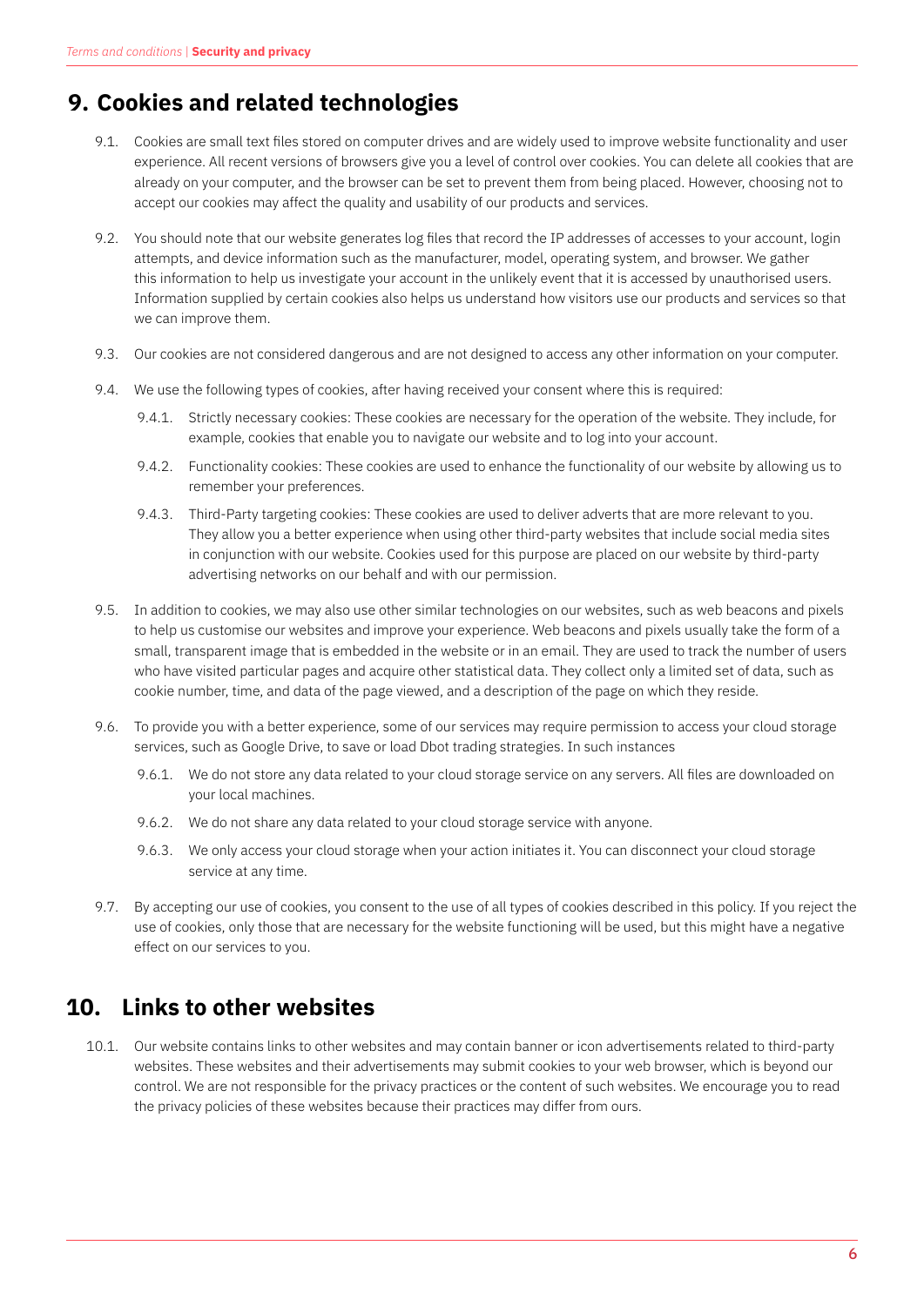## 9. Cookies and related technologies

9.1. Cookies are small text files stored on computer drives and are widely used to improve website functionality and user experience. All recent versions of browsers give you a level of control over cookies. You can delete all cookies that are already on your computer, and the browser can be set to prevent them from being placed. However, choosing not to accept our cookies may affect the quality and usability of our products and services.

9.2. You should note that our website generates log files that record the IP addresses of accesses to your account, login attempts, and device information such as the manufacturer, model, operating system, and browser. We gather this information to help us investigate your account in the unlikely event that it is accessed by unauthorised users. Information supplied by certain cookies also helps us understand how visitors use our products and services so that we can improve them.

9.3. Our cookies are not considered dangerous and are not designed to access any other information on your computer.

9.4. We use the following types of cookies, after having received your consent where this is required:

9.4.1. Strictly necessary cookies: These cookies are necessary for the operation of the website. They include, for example, cookies that enable you to navigate our website and to log into your account.

9.4.2. Functionality cookies: These cookies are used to enhance the functionality of our website by allowing us to remember your preferences.

9.4.3. Third-Party targeting cookies: These cookies are used to deliver adverts that are more relevant to you. They allow you a better experience when using other third-party websites that include social media sites in conjunction with our website. Cookies used for this purpose are placed on our website by third-party advertising networks on our behalf and with our permission.

9.5. In addition to cookies, we may also use other similar technologies on our websites, such as web beacons and pixels to help us customise our websites and improve your experience. Web beacons and pixels usually take the form of a small, transparent image that is embedded in the website or in an email. They are used to track the number of users who have visited particular pages and acquire other statistical data. They collect only a limited set of data, such as cookie number, time, and data of the page viewed, and a description of the page on which they reside.

9.6. To provide you with a better experience, some of our services may require permission to access your cloud storage services, such as Google Drive, to save or load Dbot trading strategies. In such instances

9.6.1. We do not store any data related to your cloud storage service on any servers. All files are downloaded on your local machines.

9.6.2. We do not share any data related to your cloud storage service with anyone.

9.6.3. We only access your cloud storage when your action initiates it. You can disconnect your cloud storage service at any time.

9.7. By accepting our use of cookies, you consent to the use of all types of cookies described in this policy. If you reject the use of cookies, only those that are necessary for the website functioning will be used, but this might have a negative effect on our services to you.

## 10. Links to other websites

10.1. Our website contains links to other websites and may contain banner or icon advertisements related to third-party websites. These websites and their advertisements may submit cookies to your web browser, which is beyond our control. We are not responsible for the privacy practices or the content of such websites. We encourage you to read the privacy policies of these websites because their practices may differ from ours.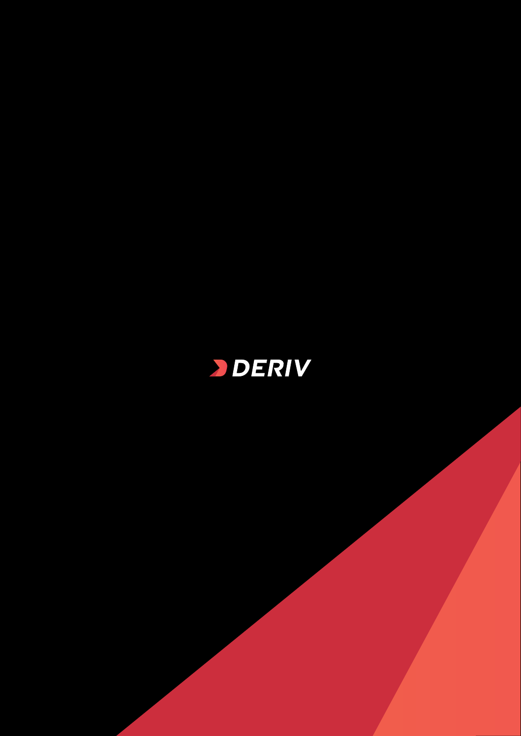DERIV